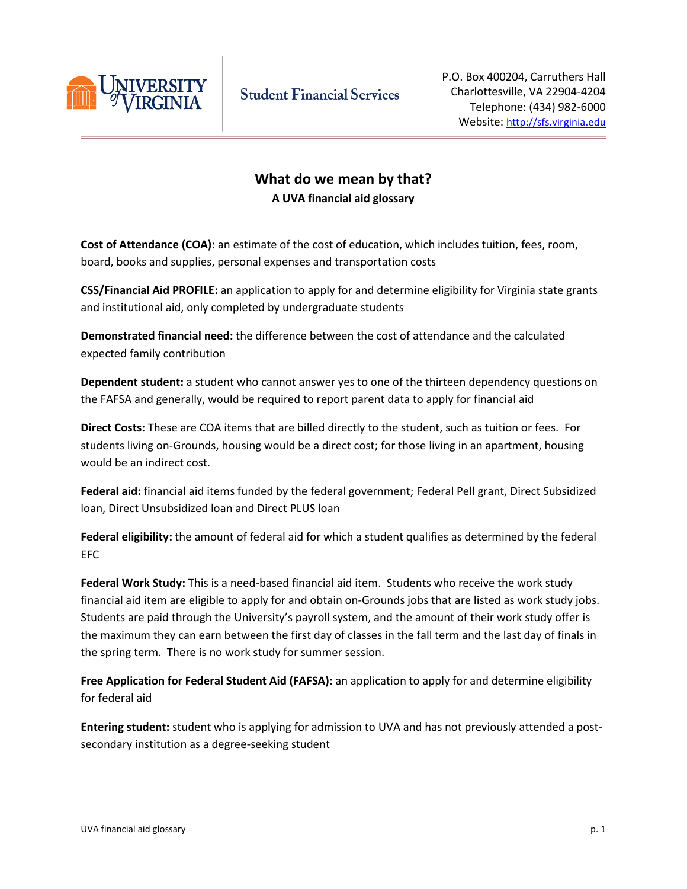University of Virginia — Student Financial Services

P.O. Box 400204, Carruthers Hall
Charlottesville, VA 22904-4204
Telephone: (434) 982-6000
Website: http://sfs.virginia.edu

# What do we mean by that?

## A UVA financial aid glossary

**Cost of Attendance (COA):** an estimate of the cost of education, which includes tuition, fees, room, board, books and supplies, personal expenses and transportation costs

**CSS/Financial Aid PROFILE:** an application to apply for and determine eligibility for Virginia state grants and institutional aid, only completed by undergraduate students

**Demonstrated financial need:** the difference between the cost of attendance and the calculated expected family contribution

**Dependent student:** a student who cannot answer yes to one of the thirteen dependency questions on the FAFSA and generally, would be required to report parent data to apply for financial aid

**Direct Costs:** These are COA items that are billed directly to the student, such as tuition or fees. For students living on-Grounds, housing would be a direct cost; for those living in an apartment, housing would be an indirect cost.

**Federal aid:** financial aid items funded by the federal government; Federal Pell grant, Direct Subsidized loan, Direct Unsubsidized loan and Direct PLUS loan

**Federal eligibility:** the amount of federal aid for which a student qualifies as determined by the federal EFC

**Federal Work Study:** This is a need-based financial aid item. Students who receive the work study financial aid item are eligible to apply for and obtain on-Grounds jobs that are listed as work study jobs. Students are paid through the University's payroll system, and the amount of their work study offer is the maximum they can earn between the first day of classes in the fall term and the last day of finals in the spring term. There is no work study for summer session.

**Free Application for Federal Student Aid (FAFSA):** an application to apply for and determine eligibility for federal aid

**Entering student:** student who is applying for admission to UVA and has not previously attended a post-secondary institution as a degree-seeking student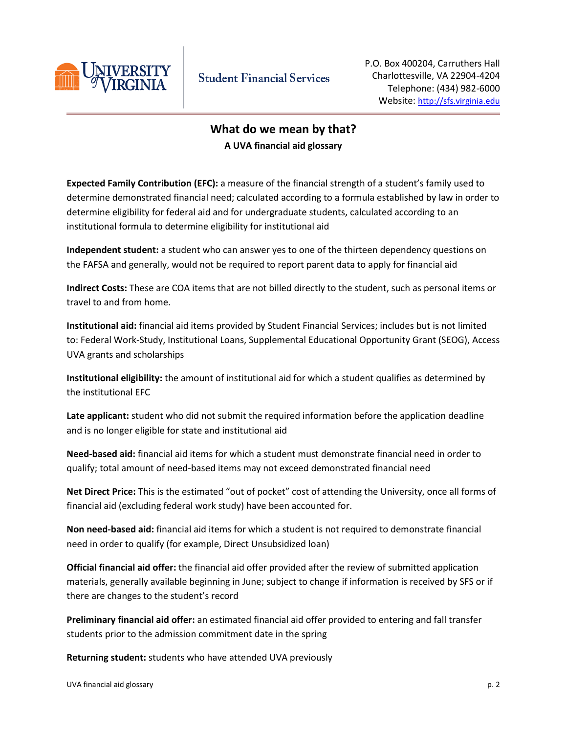University of Virginia | Student Financial Services

P.O. Box 400204, Carruthers Hall
Charlottesville, VA 22904-4204
Telephone: (434) 982-6000
Website: http://sfs.virginia.edu

## What do we mean by that?

**A UVA financial aid glossary**

**Expected Family Contribution (EFC):** a measure of the financial strength of a student's family used to determine demonstrated financial need; calculated according to a formula established by law in order to determine eligibility for federal aid and for undergraduate students, calculated according to an institutional formula to determine eligibility for institutional aid

**Independent student:** a student who can answer yes to one of the thirteen dependency questions on the FAFSA and generally, would not be required to report parent data to apply for financial aid

**Indirect Costs:** These are COA items that are not billed directly to the student, such as personal items or travel to and from home.

**Institutional aid:** financial aid items provided by Student Financial Services; includes but is not limited to: Federal Work-Study, Institutional Loans, Supplemental Educational Opportunity Grant (SEOG), Access UVA grants and scholarships

**Institutional eligibility:** the amount of institutional aid for which a student qualifies as determined by the institutional EFC

**Late applicant:** student who did not submit the required information before the application deadline and is no longer eligible for state and institutional aid

**Need-based aid:** financial aid items for which a student must demonstrate financial need in order to qualify; total amount of need-based items may not exceed demonstrated financial need

**Net Direct Price:** This is the estimated "out of pocket" cost of attending the University, once all forms of financial aid (excluding federal work study) have been accounted for.

**Non need-based aid:** financial aid items for which a student is not required to demonstrate financial need in order to qualify (for example, Direct Unsubsidized loan)

**Official financial aid offer:** the financial aid offer provided after the review of submitted application materials, generally available beginning in June; subject to change if information is received by SFS or if there are changes to the student's record

**Preliminary financial aid offer:** an estimated financial aid offer provided to entering and fall transfer students prior to the admission commitment date in the spring

**Returning student:** students who have attended UVA previously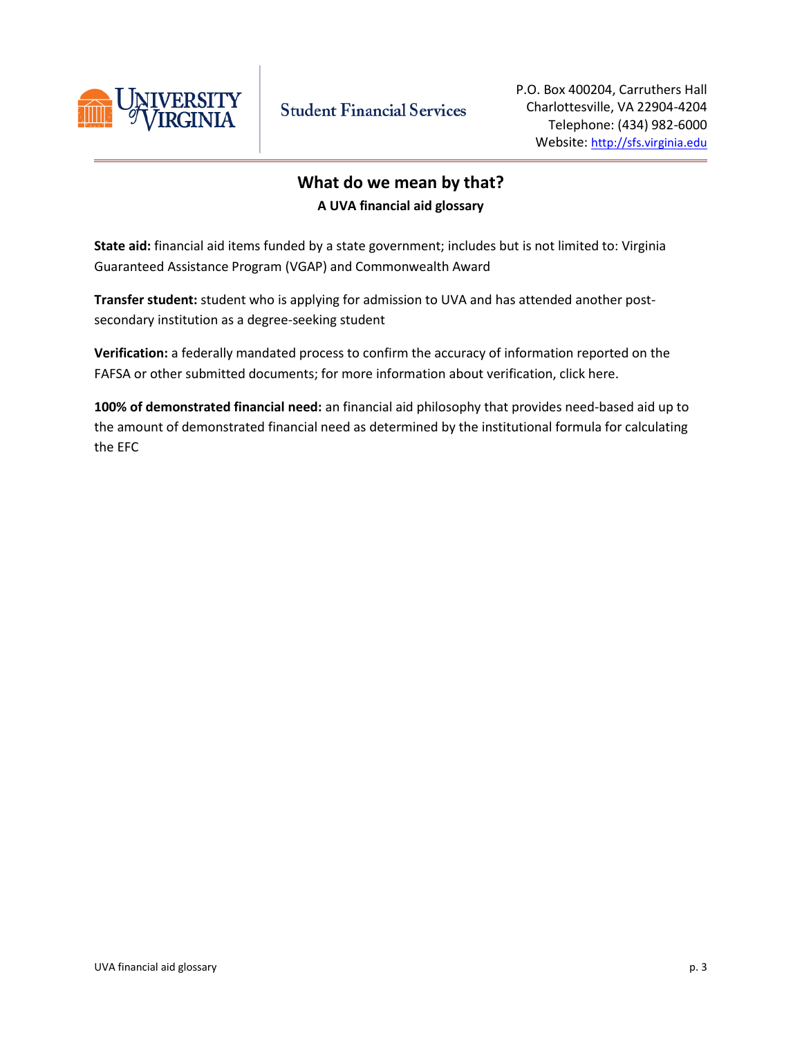P.O. Box 400204, Carruthers Hall
Charlottesville, VA 22904-4204
Telephone: (434) 982-6000
Website: http://sfs.virginia.edu

University of Virginia Student Financial Services

## What do we mean by that?

**A UVA financial aid glossary**

**State aid:** financial aid items funded by a state government; includes but is not limited to: Virginia Guaranteed Assistance Program (VGAP) and Commonwealth Award

**Transfer student:** student who is applying for admission to UVA and has attended another post-secondary institution as a degree-seeking student

**Verification:** a federally mandated process to confirm the accuracy of information reported on the FAFSA or other submitted documents; for more information about verification, click here.

**100% of demonstrated financial need:** an financial aid philosophy that provides need-based aid up to the amount of demonstrated financial need as determined by the institutional formula for calculating the EFC